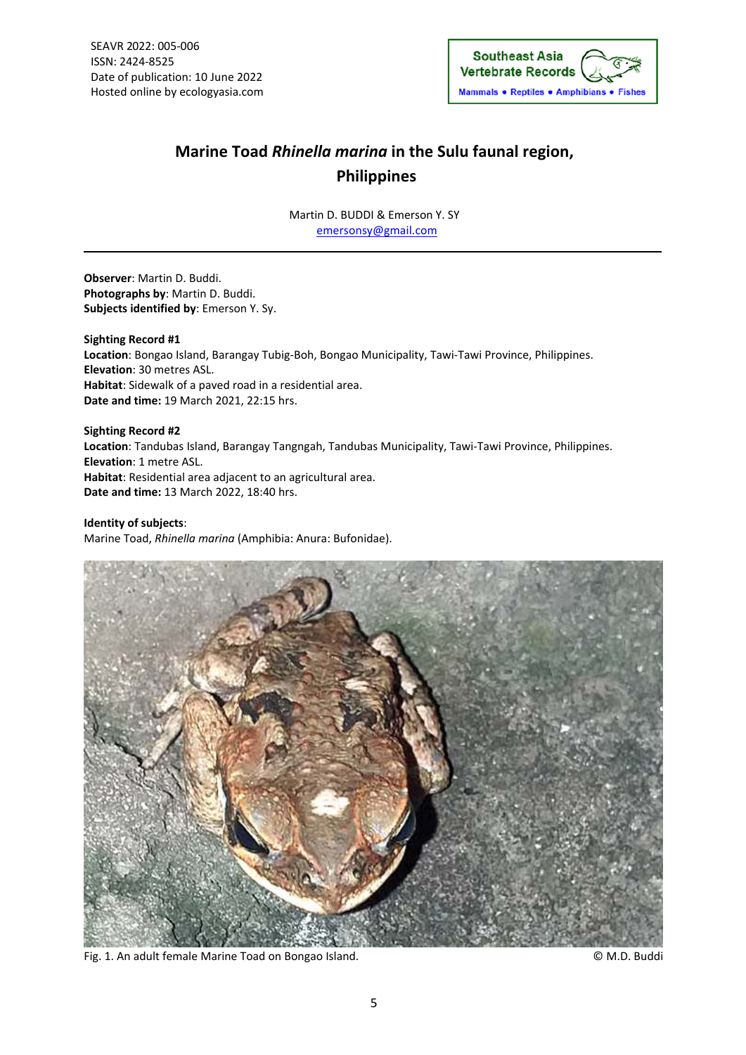SEAVR 2022: 005-006
ISSN: 2424-8525
Date of publication: 10 June 2022
Hosted online by ecologyasia.com

# Marine Toad *Rhinella marina* in the Sulu faunal region, Philippines

Martin D. BUDDI & Emerson Y. SY
emersonsy@gmail.com

---

**Observer**: Martin D. Buddi.
**Photographs by**: Martin D. Buddi.
**Subjects identified by**: Emerson Y. Sy.

**Sighting Record #1**
**Location**: Bongao Island, Barangay Tubig-Boh, Bongao Municipality, Tawi-Tawi Province, Philippines.
**Elevation**: 30 metres ASL.
**Habitat**: Sidewalk of a paved road in a residential area.
**Date and time:** 19 March 2021, 22:15 hrs.

**Sighting Record #2**
**Location**: Tandubas Island, Barangay Tangngah, Tandubas Municipality, Tawi-Tawi Province, Philippines.
**Elevation**: 1 metre ASL.
**Habitat**: Residential area adjacent to an agricultural area.
**Date and time:** 13 March 2022, 18:40 hrs.

**Identity of subjects**:
Marine Toad, *Rhinella marina* (Amphibia: Anura: Bufonidae).

Fig. 1. An adult female Marine Toad on Bongao Island. © M.D. Buddi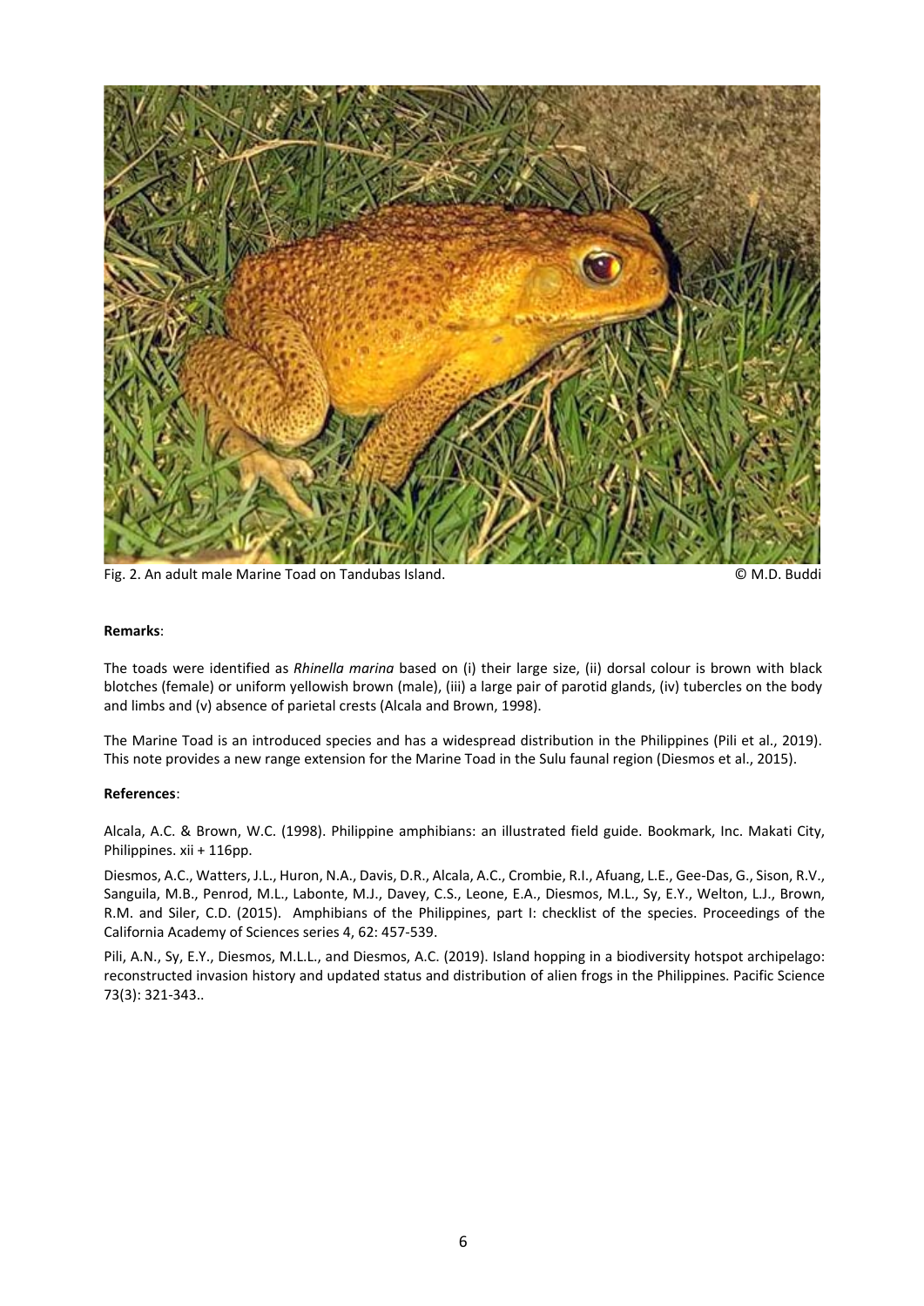Fig. 2. An adult male Marine Toad on Tandubas Island. © M.D. Buddi

**Remarks**:

The toads were identified as *Rhinella marina* based on (i) their large size, (ii) dorsal colour is brown with black blotches (female) or uniform yellowish brown (male), (iii) a large pair of parotid glands, (iv) tubercles on the body and limbs and (v) absence of parietal crests (Alcala and Brown, 1998).

The Marine Toad is an introduced species and has a widespread distribution in the Philippines (Pili et al., 2019). This note provides a new range extension for the Marine Toad in the Sulu faunal region (Diesmos et al., 2015).

**References**:

Alcala, A.C. & Brown, W.C. (1998). Philippine amphibians: an illustrated field guide. Bookmark, Inc. Makati City, Philippines. xii + 116pp.

Diesmos, A.C., Watters, J.L., Huron, N.A., Davis, D.R., Alcala, A.C., Crombie, R.I., Afuang, L.E., Gee-Das, G., Sison, R.V., Sanguila, M.B., Penrod, M.L., Labonte, M.J., Davey, C.S., Leone, E.A., Diesmos, M.L., Sy, E.Y., Welton, L.J., Brown, R.M. and Siler, C.D. (2015). Amphibians of the Philippines, part I: checklist of the species. Proceedings of the California Academy of Sciences series 4, 62: 457-539.

Pili, A.N., Sy, E.Y., Diesmos, M.L.L., and Diesmos, A.C. (2019). Island hopping in a biodiversity hotspot archipelago: reconstructed invasion history and updated status and distribution of alien frogs in the Philippines. Pacific Science 73(3): 321-343..